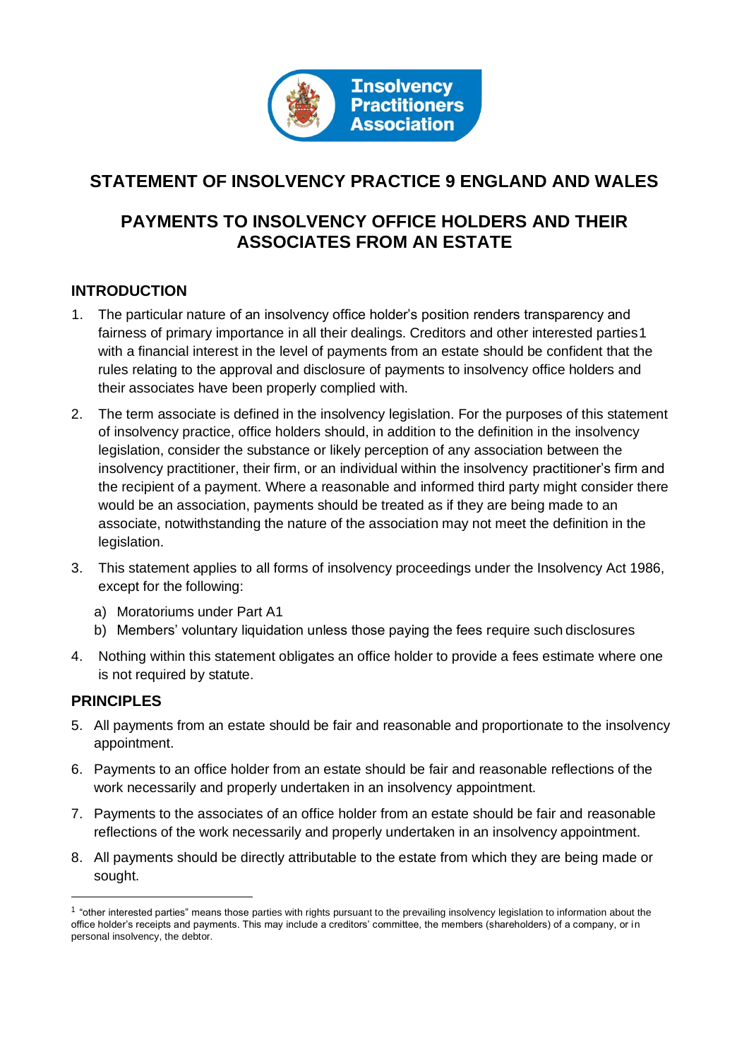Insolvency Practitioners Association

# STATEMENT OF INSOLVENCY PRACTICE 9 ENGLAND AND WALES

# PAYMENTS TO INSOLVENCY OFFICE HOLDERS AND THEIR ASSOCIATES FROM AN ESTATE

## INTRODUCTION

1. The particular nature of an insolvency office holder's position renders transparency and fairness of primary importance in all their dealings. Creditors and other interested parties[1] with a financial interest in the level of payments from an estate should be confident that the rules relating to the approval and disclosure of payments to insolvency office holders and their associates have been properly complied with.

2. The term associate is defined in the insolvency legislation. For the purposes of this statement of insolvency practice, office holders should, in addition to the definition in the insolvency legislation, consider the substance or likely perception of any association between the insolvency practitioner, their firm, or an individual within the insolvency practitioner's firm and the recipient of a payment. Where a reasonable and informed third party might consider there would be an association, payments should be treated as if they are being made to an associate, notwithstanding the nature of the association may not meet the definition in the legislation.

3. This statement applies to all forms of insolvency proceedings under the Insolvency Act 1986, except for the following:

   a) Moratoriums under Part A1
   b) Members' voluntary liquidation unless those paying the fees require such disclosures

4. Nothing within this statement obligates an office holder to provide a fees estimate where one is not required by statute.

## PRINCIPLES

5. All payments from an estate should be fair and reasonable and proportionate to the insolvency appointment.

6. Payments to an office holder from an estate should be fair and reasonable reflections of the work necessarily and properly undertaken in an insolvency appointment.

7. Payments to the associates of an office holder from an estate should be fair and reasonable reflections of the work necessarily and properly undertaken in an insolvency appointment.

8. All payments should be directly attributable to the estate from which they are being made or sought.

---

[1] "other interested parties" means those parties with rights pursuant to the prevailing insolvency legislation to information about the office holder's receipts and payments. This may include a creditors' committee, the members (shareholders) of a company, or in personal insolvency, the debtor.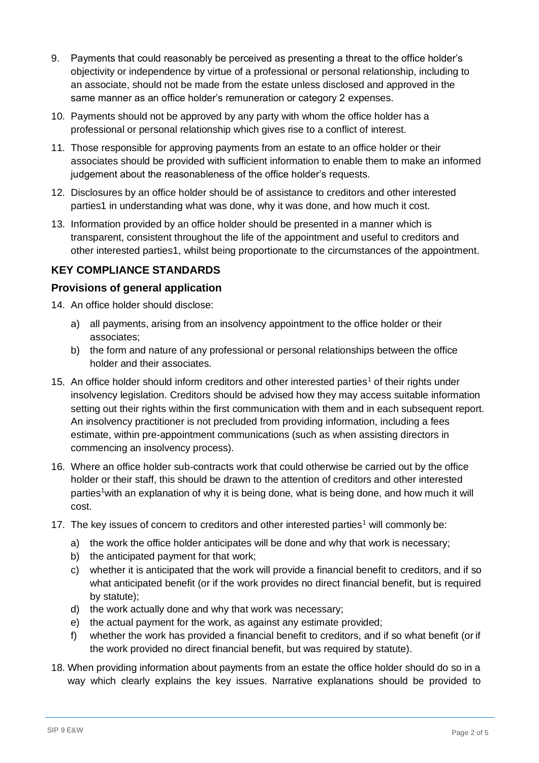9. Payments that could reasonably be perceived as presenting a threat to the office holder's objectivity or independence by virtue of a professional or personal relationship, including to an associate, should not be made from the estate unless disclosed and approved in the same manner as an office holder's remuneration or category 2 expenses.
10. Payments should not be approved by any party with whom the office holder has a professional or personal relationship which gives rise to a conflict of interest.
11. Those responsible for approving payments from an estate to an office holder or their associates should be provided with sufficient information to enable them to make an informed judgement about the reasonableness of the office holder's requests.
12. Disclosures by an office holder should be of assistance to creditors and other interested parties1 in understanding what was done, why it was done, and how much it cost.
13. Information provided by an office holder should be presented in a manner which is transparent, consistent throughout the life of the appointment and useful to creditors and other interested parties1, whilst being proportionate to the circumstances of the appointment.

## KEY COMPLIANCE STANDARDS

### Provisions of general application

14. An office holder should disclose:
    a) all payments, arising from an insolvency appointment to the office holder or their associates;
    b) the form and nature of any professional or personal relationships between the office holder and their associates.
15. An office holder should inform creditors and other interested parties[1] of their rights under insolvency legislation. Creditors should be advised how they may access suitable information setting out their rights within the first communication with them and in each subsequent report. An insolvency practitioner is not precluded from providing information, including a fees estimate, within pre-appointment communications (such as when assisting directors in commencing an insolvency process).
16. Where an office holder sub-contracts work that could otherwise be carried out by the office holder or their staff, this should be drawn to the attention of creditors and other interested parties[1]with an explanation of why it is being done, what is being done, and how much it will cost.
17. The key issues of concern to creditors and other interested parties[1] will commonly be:
    a) the work the office holder anticipates will be done and why that work is necessary;
    b) the anticipated payment for that work;
    c) whether it is anticipated that the work will provide a financial benefit to creditors, and if so what anticipated benefit (or if the work provides no direct financial benefit, but is required by statute);
    d) the work actually done and why that work was necessary;
    e) the actual payment for the work, as against any estimate provided;
    f) whether the work has provided a financial benefit to creditors, and if so what benefit (or if the work provided no direct financial benefit, but was required by statute).
18. When providing information about payments from an estate the office holder should do so in a way which clearly explains the key issues. Narrative explanations should be provided to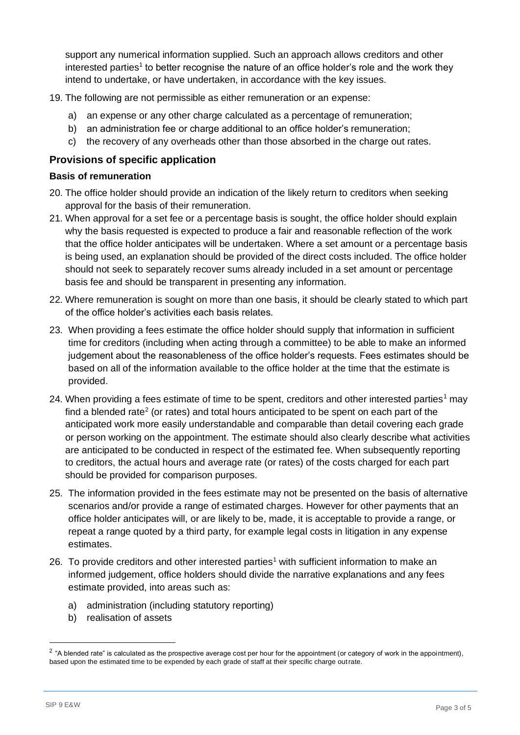support any numerical information supplied. Such an approach allows creditors and other interested parties[1] to better recognise the nature of an office holder's role and the work they intend to undertake, or have undertaken, in accordance with the key issues.

19. The following are not permissible as either remuneration or an expense:

    a) an expense or any other charge calculated as a percentage of remuneration;
    b) an administration fee or charge additional to an office holder's remuneration;
    c) the recovery of any overheads other than those absorbed in the charge out rates.

## Provisions of specific application

### Basis of remuneration

20. The office holder should provide an indication of the likely return to creditors when seeking approval for the basis of their remuneration.

21. When approval for a set fee or a percentage basis is sought, the office holder should explain why the basis requested is expected to produce a fair and reasonable reflection of the work that the office holder anticipates will be undertaken. Where a set amount or a percentage basis is being used, an explanation should be provided of the direct costs included. The office holder should not seek to separately recover sums already included in a set amount or percentage basis fee and should be transparent in presenting any information.

22. Where remuneration is sought on more than one basis, it should be clearly stated to which part of the office holder's activities each basis relates.

23. When providing a fees estimate the office holder should supply that information in sufficient time for creditors (including when acting through a committee) to be able to make an informed judgement about the reasonableness of the office holder's requests. Fees estimates should be based on all of the information available to the office holder at the time that the estimate is provided.

24. When providing a fees estimate of time to be spent, creditors and other interested parties[1] may find a blended rate[2] (or rates) and total hours anticipated to be spent on each part of the anticipated work more easily understandable and comparable than detail covering each grade or person working on the appointment. The estimate should also clearly describe what activities are anticipated to be conducted in respect of the estimated fee. When subsequently reporting to creditors, the actual hours and average rate (or rates) of the costs charged for each part should be provided for comparison purposes.

25. The information provided in the fees estimate may not be presented on the basis of alternative scenarios and/or provide a range of estimated charges. However for other payments that an office holder anticipates will, or are likely to be, made, it is acceptable to provide a range, or repeat a range quoted by a third party, for example legal costs in litigation in any expense estimates.

26. To provide creditors and other interested parties[1] with sufficient information to make an informed judgement, office holders should divide the narrative explanations and any fees estimate provided, into areas such as:

    a) administration (including statutory reporting)
    b) realisation of assets

[2] "A blended rate" is calculated as the prospective average cost per hour for the appointment (or category of work in the appointment), based upon the estimated time to be expended by each grade of staff at their specific charge out rate.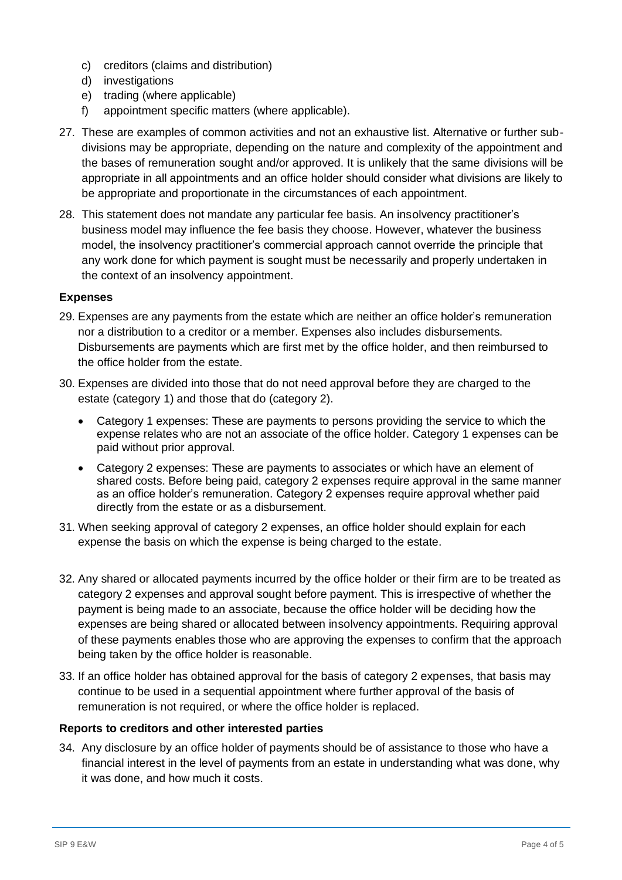c) creditors (claims and distribution)
d) investigations
e) trading (where applicable)
f) appointment specific matters (where applicable).

27. These are examples of common activities and not an exhaustive list. Alternative or further sub-divisions may be appropriate, depending on the nature and complexity of the appointment and the bases of remuneration sought and/or approved. It is unlikely that the same divisions will be appropriate in all appointments and an office holder should consider what divisions are likely to be appropriate and proportionate in the circumstances of each appointment.

28. This statement does not mandate any particular fee basis. An insolvency practitioner's business model may influence the fee basis they choose. However, whatever the business model, the insolvency practitioner's commercial approach cannot override the principle that any work done for which payment is sought must be necessarily and properly undertaken in the context of an insolvency appointment.

### Expenses

29. Expenses are any payments from the estate which are neither an office holder's remuneration nor a distribution to a creditor or a member. Expenses also includes disbursements. Disbursements are payments which are first met by the office holder, and then reimbursed to the office holder from the estate.

30. Expenses are divided into those that do not need approval before they are charged to the estate (category 1) and those that do (category 2).

    - Category 1 expenses: These are payments to persons providing the service to which the expense relates who are not an associate of the office holder. Category 1 expenses can be paid without prior approval.
    - Category 2 expenses: These are payments to associates or which have an element of shared costs. Before being paid, category 2 expenses require approval in the same manner as an office holder's remuneration. Category 2 expenses require approval whether paid directly from the estate or as a disbursement.

31. When seeking approval of category 2 expenses, an office holder should explain for each expense the basis on which the expense is being charged to the estate.

32. Any shared or allocated payments incurred by the office holder or their firm are to be treated as category 2 expenses and approval sought before payment. This is irrespective of whether the payment is being made to an associate, because the office holder will be deciding how the expenses are being shared or allocated between insolvency appointments. Requiring approval of these payments enables those who are approving the expenses to confirm that the approach being taken by the office holder is reasonable.

33. If an office holder has obtained approval for the basis of category 2 expenses, that basis may continue to be used in a sequential appointment where further approval of the basis of remuneration is not required, or where the office holder is replaced.

### Reports to creditors and other interested parties

34. Any disclosure by an office holder of payments should be of assistance to those who have a financial interest in the level of payments from an estate in understanding what was done, why it was done, and how much it costs.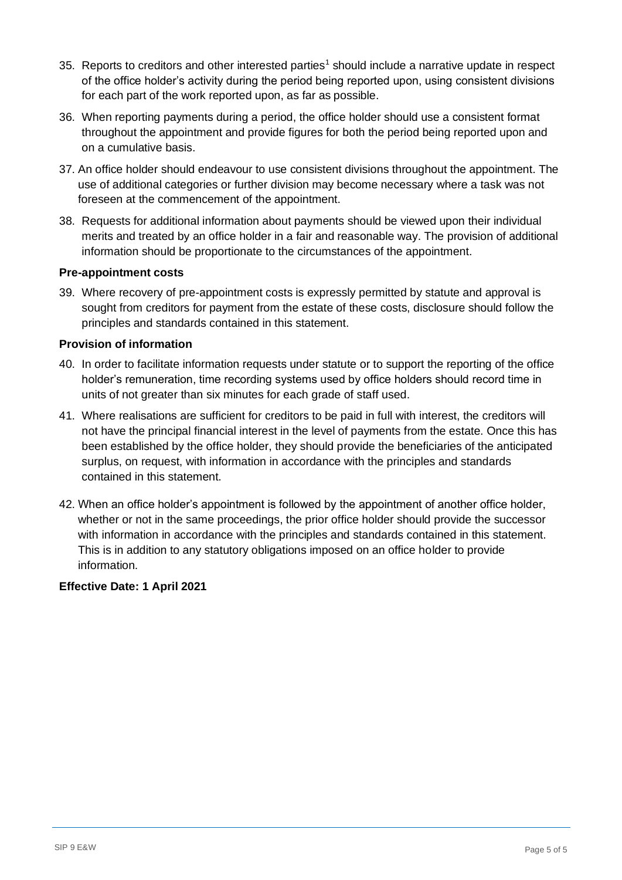35. Reports to creditors and other interested parties[1] should include a narrative update in respect of the office holder's activity during the period being reported upon, using consistent divisions for each part of the work reported upon, as far as possible.

36. When reporting payments during a period, the office holder should use a consistent format throughout the appointment and provide figures for both the period being reported upon and on a cumulative basis.

37. An office holder should endeavour to use consistent divisions throughout the appointment. The use of additional categories or further division may become necessary where a task was not foreseen at the commencement of the appointment.

38. Requests for additional information about payments should be viewed upon their individual merits and treated by an office holder in a fair and reasonable way. The provision of additional information should be proportionate to the circumstances of the appointment.

**Pre-appointment costs**

39. Where recovery of pre-appointment costs is expressly permitted by statute and approval is sought from creditors for payment from the estate of these costs, disclosure should follow the principles and standards contained in this statement.

**Provision of information**

40. In order to facilitate information requests under statute or to support the reporting of the office holder's remuneration, time recording systems used by office holders should record time in units of not greater than six minutes for each grade of staff used.

41. Where realisations are sufficient for creditors to be paid in full with interest, the creditors will not have the principal financial interest in the level of payments from the estate. Once this has been established by the office holder, they should provide the beneficiaries of the anticipated surplus, on request, with information in accordance with the principles and standards contained in this statement.

42. When an office holder's appointment is followed by the appointment of another office holder, whether or not in the same proceedings, the prior office holder should provide the successor with information in accordance with the principles and standards contained in this statement. This is in addition to any statutory obligations imposed on an office holder to provide information.

**Effective Date: 1 April 2021**